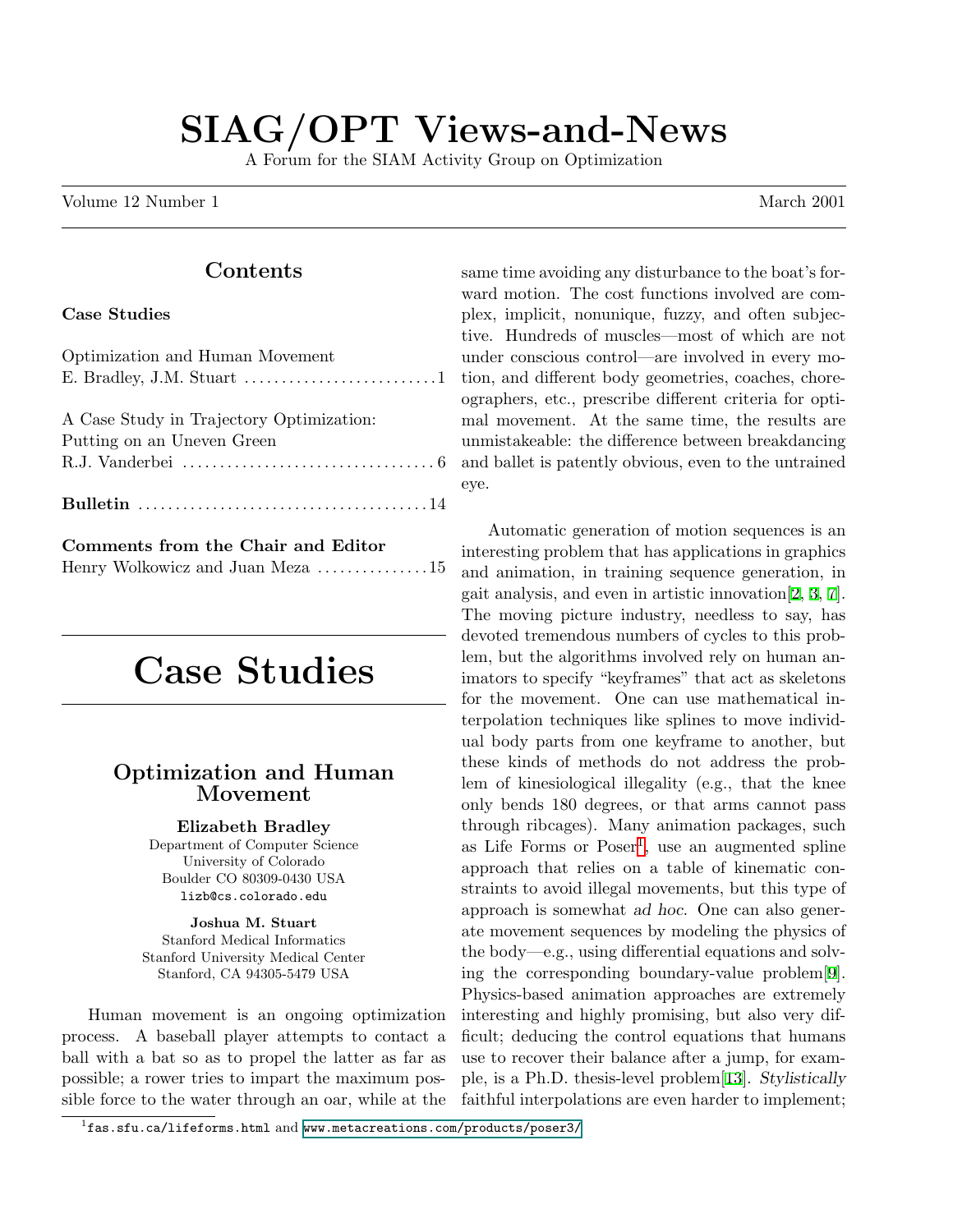# SIAG/OPT Views-and-News

A Forum for the SIAM Activity Group on Optimization

Volume 12 Number 1 — March 2001

## Contents

**Case Studies**

Optimization and Human Movement
E. Bradley, J.M. Stuart ........................ 1

A Case Study in Trajectory Optimization: Putting on an Uneven Green
R.J. Vanderbei ........................ 6

**Bulletin** ........................ 14

**Comments from the Chair and Editor**
Henry Wolkowicz and Juan Meza ........................ 15

# Case Studies

## Optimization and Human Movement

**Elizabeth Bradley**
Department of Computer Science
University of Colorado
Boulder CO 80309-0430 USA
lizb@cs.colorado.edu

**Joshua M. Stuart**
Stanford Medical Informatics
Stanford University Medical Center
Stanford, CA 94305-5479 USA

Human movement is an ongoing optimization process. A baseball player attempts to contact a ball with a bat so as to propel the latter as far as possible; a rower tries to impart the maximum possible force to the water through an oar, while at the same time avoiding any disturbance to the boat's forward motion. The cost functions involved are complex, implicit, nonunique, fuzzy, and often subjective. Hundreds of muscles—most of which are not under conscious control—are involved in every motion, and different body geometries, coaches, choreographers, etc., prescribe different criteria for optimal movement. At the same time, the results are unmistakeable: the difference between breakdancing and ballet is patently obvious, even to the untrained eye.

Automatic generation of motion sequences is an interesting problem that has applications in graphics and animation, in training sequence generation, in gait analysis, and even in artistic innovation[2, 3, 7]. The moving picture industry, needless to say, has devoted tremendous numbers of cycles to this problem, but the algorithms involved rely on human animators to specify "keyframes" that act as skeletons for the movement. One can use mathematical interpolation techniques like splines to move individual body parts from one keyframe to another, but these kinds of methods do not address the problem of kinesiological illegality (e.g., that the knee only bends 180 degrees, or that arms cannot pass through ribcages). Many animation packages, such as Life Forms or Poser[1], use an augmented spline approach that relies on a table of kinematic constraints to avoid illegal movements, but this type of approach is somewhat *ad hoc*. One can also generate movement sequences by modeling the physics of the body—e.g., using differential equations and solving the corresponding boundary-value problem[9]. Physics-based animation approaches are extremely interesting and highly promising, but also very difficult; deducing the control equations that humans use to recover their balance after a jump, for example, is a Ph.D. thesis-level problem[13]. *Stylistically* faithful interpolations are even harder to implement;

[1] fas.sfu.ca/lifeforms.html and www.metacreations.com/products/poser3/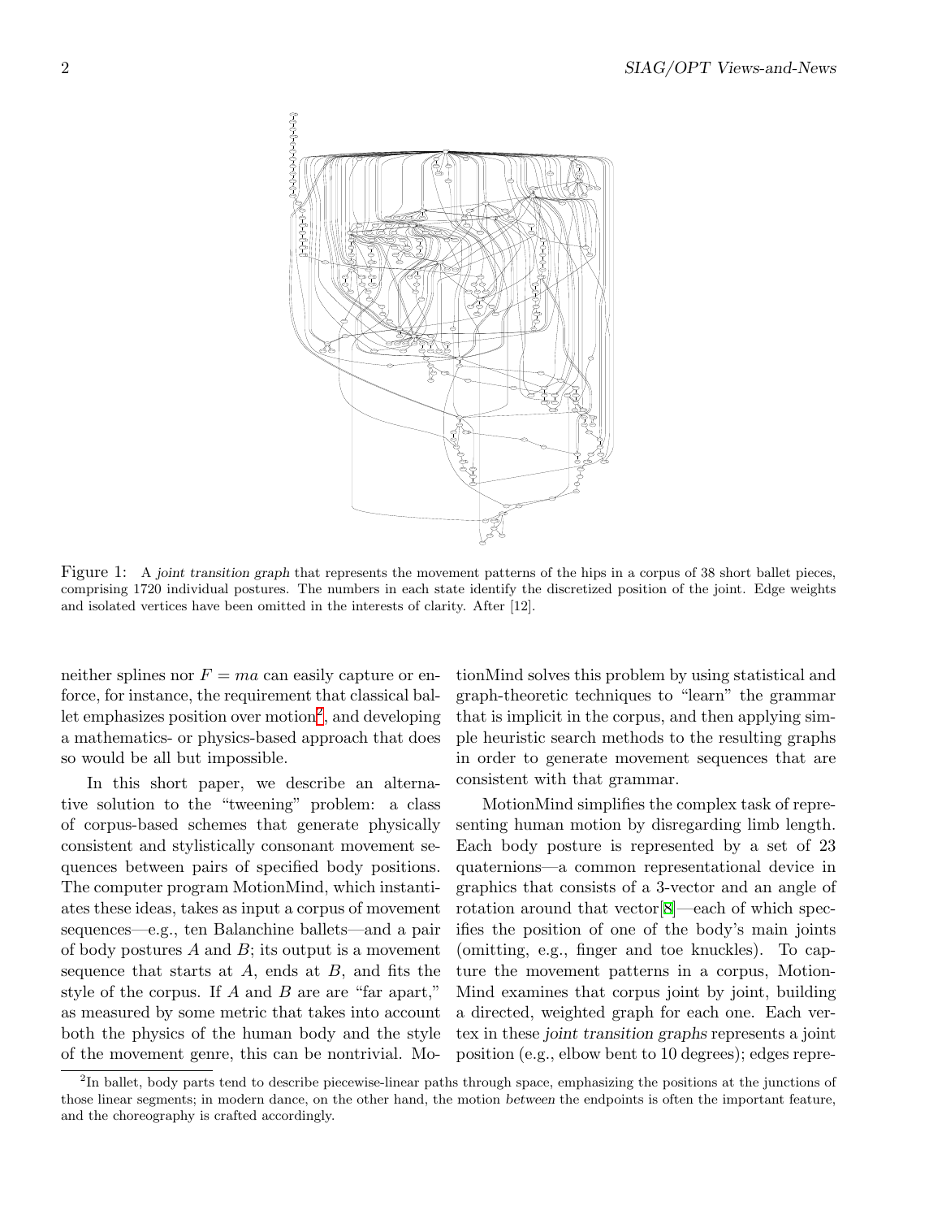Figure 1: A *joint transition graph* that represents the movement patterns of the hips in a corpus of 38 short ballet pieces, comprising 1720 individual postures. The numbers in each state identify the discretized position of the joint. Edge weights and isolated vertices have been omitted in the interests of clarity. After [12].

neither splines nor $F = ma$ can easily capture or enforce, for instance, the requirement that classical ballet emphasizes position over motion[2], and developing a mathematics- or physics-based approach that does so would be all but impossible.

In this short paper, we describe an alternative solution to the "tweening" problem: a class of corpus-based schemes that generate physically consistent and stylistically consonant movement sequences between pairs of specified body positions. The computer program MotionMind, which instantiates these ideas, takes as input a corpus of movement sequences—e.g., ten Balanchine ballets—and a pair of body postures $A$ and $B$; its output is a movement sequence that starts at $A$, ends at $B$, and fits the style of the corpus. If $A$ and $B$ are are "far apart," as measured by some metric that takes into account both the physics of the human body and the style of the movement genre, this can be nontrivial. MotionMind solves this problem by using statistical and graph-theoretic techniques to "learn" the grammar that is implicit in the corpus, and then applying simple heuristic search methods to the resulting graphs in order to generate movement sequences that are consistent with that grammar.

MotionMind simplifies the complex task of representing human motion by disregarding limb length. Each body posture is represented by a set of 23 quaternions—a common representational device in graphics that consists of a 3-vector and an angle of rotation around that vector[8]—each of which specifies the position of one of the body's main joints (omitting, e.g., finger and toe knuckles). To capture the movement patterns in a corpus, MotionMind examines that corpus joint by joint, building a directed, weighted graph for each one. Each vertex in these *joint transition graphs* represents a joint position (e.g., elbow bent to 10 degrees); edges repre-

[2] In ballet, body parts tend to describe piecewise-linear paths through space, emphasizing the positions at the junctions of those linear segments; in modern dance, on the other hand, the motion *between* the endpoints is often the important feature, and the choreography is crafted accordingly.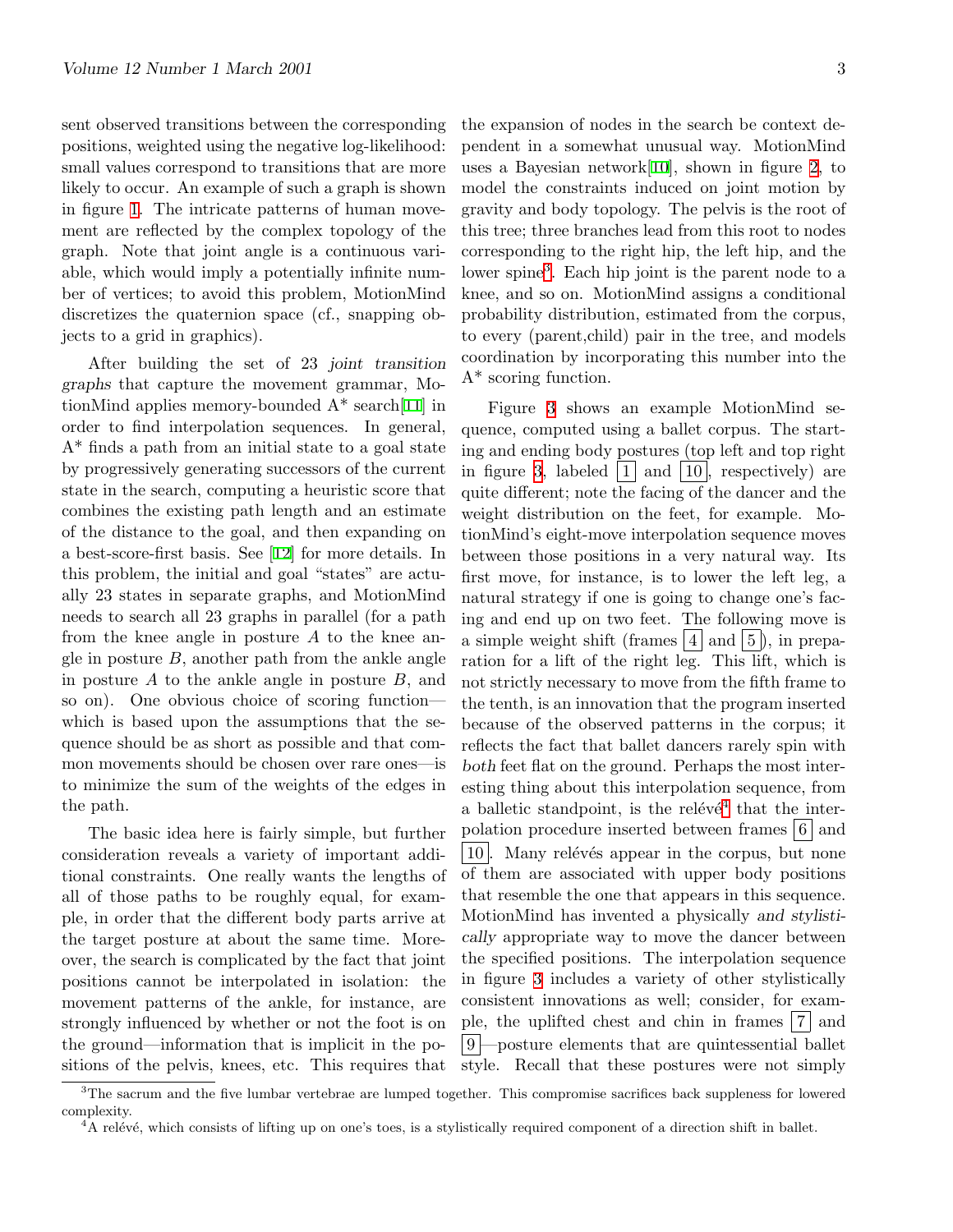sent observed transitions between the corresponding positions, weighted using the negative log-likelihood: small values correspond to transitions that are more likely to occur. An example of such a graph is shown in figure 1. The intricate patterns of human movement are reflected by the complex topology of the graph. Note that joint angle is a continuous variable, which would imply a potentially infinite number of vertices; to avoid this problem, MotionMind discretizes the quaternion space (cf., snapping objects to a grid in graphics).

After building the set of 23 *joint transition graphs* that capture the movement grammar, MotionMind applies memory-bounded A* search[11] in order to find interpolation sequences. In general, A* finds a path from an initial state to a goal state by progressively generating successors of the current state in the search, computing a heuristic score that combines the existing path length and an estimate of the distance to the goal, and then expanding on a best-score-first basis. See [12] for more details. In this problem, the initial and goal "states" are actually 23 states in separate graphs, and MotionMind needs to search all 23 graphs in parallel (for a path from the knee angle in posture $A$ to the knee angle in posture $B$, another path from the ankle angle in posture $A$ to the ankle angle in posture $B$, and so on). One obvious choice of scoring function—which is based upon the assumptions that the sequence should be as short as possible and that common movements should be chosen over rare ones—is to minimize the sum of the weights of the edges in the path.

The basic idea here is fairly simple, but further consideration reveals a variety of important additional constraints. One really wants the lengths of all of those paths to be roughly equal, for example, in order that the different body parts arrive at the target posture at about the same time. Moreover, the search is complicated by the fact that joint positions cannot be interpolated in isolation: the movement patterns of the ankle, for instance, are strongly influenced by whether or not the foot is on the ground—information that is implicit in the positions of the pelvis, knees, etc. This requires that the expansion of nodes in the search be context dependent in a somewhat unusual way. MotionMind uses a Bayesian network[10], shown in figure 2, to model the constraints induced on joint motion by gravity and body topology. The pelvis is the root of this tree; three branches lead from this root to nodes corresponding to the right hip, the left hip, and the lower spine[3]. Each hip joint is the parent node to a knee, and so on. MotionMind assigns a conditional probability distribution, estimated from the corpus, to every (parent,child) pair in the tree, and models coordination by incorporating this number into the A* scoring function.

Figure 3 shows an example MotionMind sequence, computed using a ballet corpus. The starting and ending body postures (top left and top right in figure 3, labeled 1 and 10, respectively) are quite different; note the facing of the dancer and the weight distribution on the feet, for example. MotionMind's eight-move interpolation sequence moves between those positions in a very natural way. Its first move, for instance, is to lower the left leg, a natural strategy if one is going to change one's facing and end up on two feet. The following move is a simple weight shift (frames 4 and 5), in preparation for a lift of the right leg. This lift, which is not strictly necessary to move from the fifth frame to the tenth, is an innovation that the program inserted because of the observed patterns in the corpus; it reflects the fact that ballet dancers rarely spin with *both* feet flat on the ground. Perhaps the most interesting thing about this interpolation sequence, from a balletic standpoint, is the relévé[4] that the interpolation procedure inserted between frames 6 and 10. Many relévés appear in the corpus, but none of them are associated with upper body positions that resemble the one that appears in this sequence. MotionMind has invented a physically *and stylistically* appropriate way to move the dancer between the specified positions. The interpolation sequence in figure 3 includes a variety of other stylistically consistent innovations as well; consider, for example, the uplifted chest and chin in frames 7 and 9—posture elements that are quintessential ballet style. Recall that these postures were not simply

[3] The sacrum and the five lumbar vertebrae are lumped together. This compromise sacrifices back suppleness for lowered complexity.

[4] A relévé, which consists of lifting up on one's toes, is a stylistically required component of a direction shift in ballet.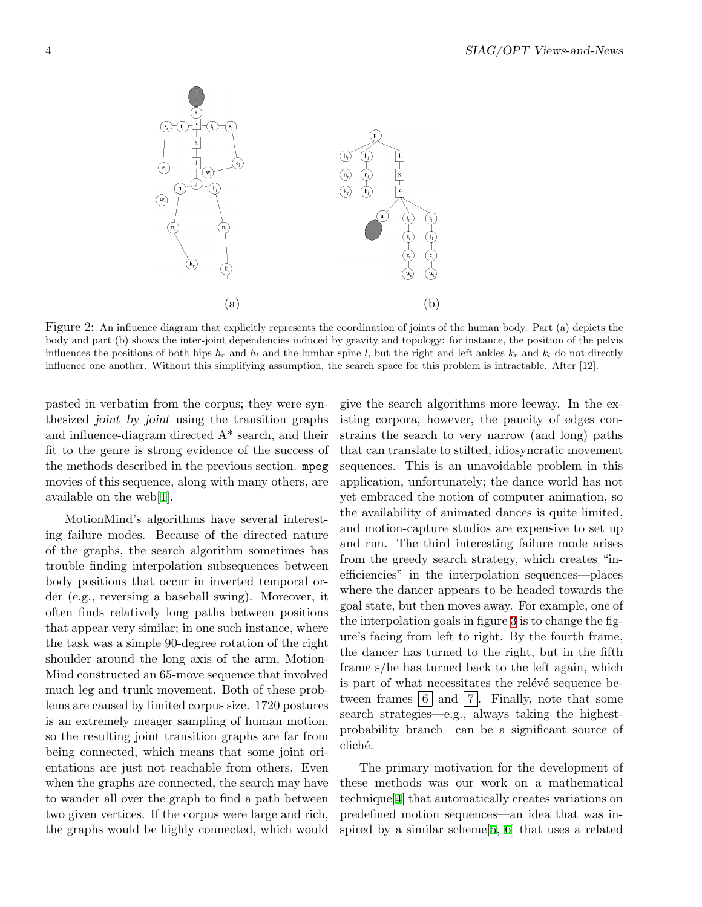(a)

(b)

Figure 2: An influence diagram that explicitly represents the coordination of joints of the human body. Part (a) depicts the body and part (b) shows the inter-joint dependencies induced by gravity and topology: for instance, the position of the pelvis influences the positions of both hips $h_r$ and $h_l$ and the lumbar spine $l$, but the right and left ankles $k_r$ and $k_l$ do not directly influence one another. Without this simplifying assumption, the search space for this problem is intractable. After [12].

pasted in verbatim from the corpus; they were synthesized *joint by joint* using the transition graphs and influence-diagram directed A* search, and their fit to the genre is strong evidence of the success of the methods described in the previous section. `mpeg` movies of this sequence, along with many others, are available on the web[1].

MotionMind's algorithms have several interesting failure modes. Because of the directed nature of the graphs, the search algorithm sometimes has trouble finding interpolation subsequences between body positions that occur in inverted temporal order (e.g., reversing a baseball swing). Moreover, it often finds relatively long paths between positions that appear very similar; in one such instance, where the task was a simple 90-degree rotation of the right shoulder around the long axis of the arm, MotionMind constructed an 65-move sequence that involved much leg and trunk movement. Both of these problems are caused by limited corpus size. 1720 postures is an extremely meager sampling of human motion, so the resulting joint transition graphs are far from being connected, which means that some joint orientations are just not reachable from others. Even when the graphs *are* connected, the search may have to wander all over the graph to find a path between two given vertices. If the corpus were large and rich, the graphs would be highly connected, which would give the search algorithms more leeway. In the existing corpora, however, the paucity of edges constrains the search to very narrow (and long) paths that can translate to stilted, idiosyncratic movement sequences. This is an unavoidable problem in this application, unfortunately; the dance world has not yet embraced the notion of computer animation, so the availability of animated dances is quite limited, and motion-capture studios are expensive to set up and run. The third interesting failure mode arises from the greedy search strategy, which creates "inefficiencies" in the interpolation sequences—places where the dancer appears to be headed towards the goal state, but then moves away. For example, one of the interpolation goals in figure 3 is to change the figure's facing from left to right. By the fourth frame, the dancer has turned to the right, but in the fifth frame s/he has turned back to the left again, which is part of what necessitates the relévé sequence between frames 6 and 7. Finally, note that some search strategies—e.g., always taking the highest-probability branch—can be a significant source of cliché.

The primary motivation for the development of these methods was our work on a mathematical technique[4] that automatically creates variations on predefined motion sequences—an idea that was inspired by a similar scheme[5, 6] that uses a related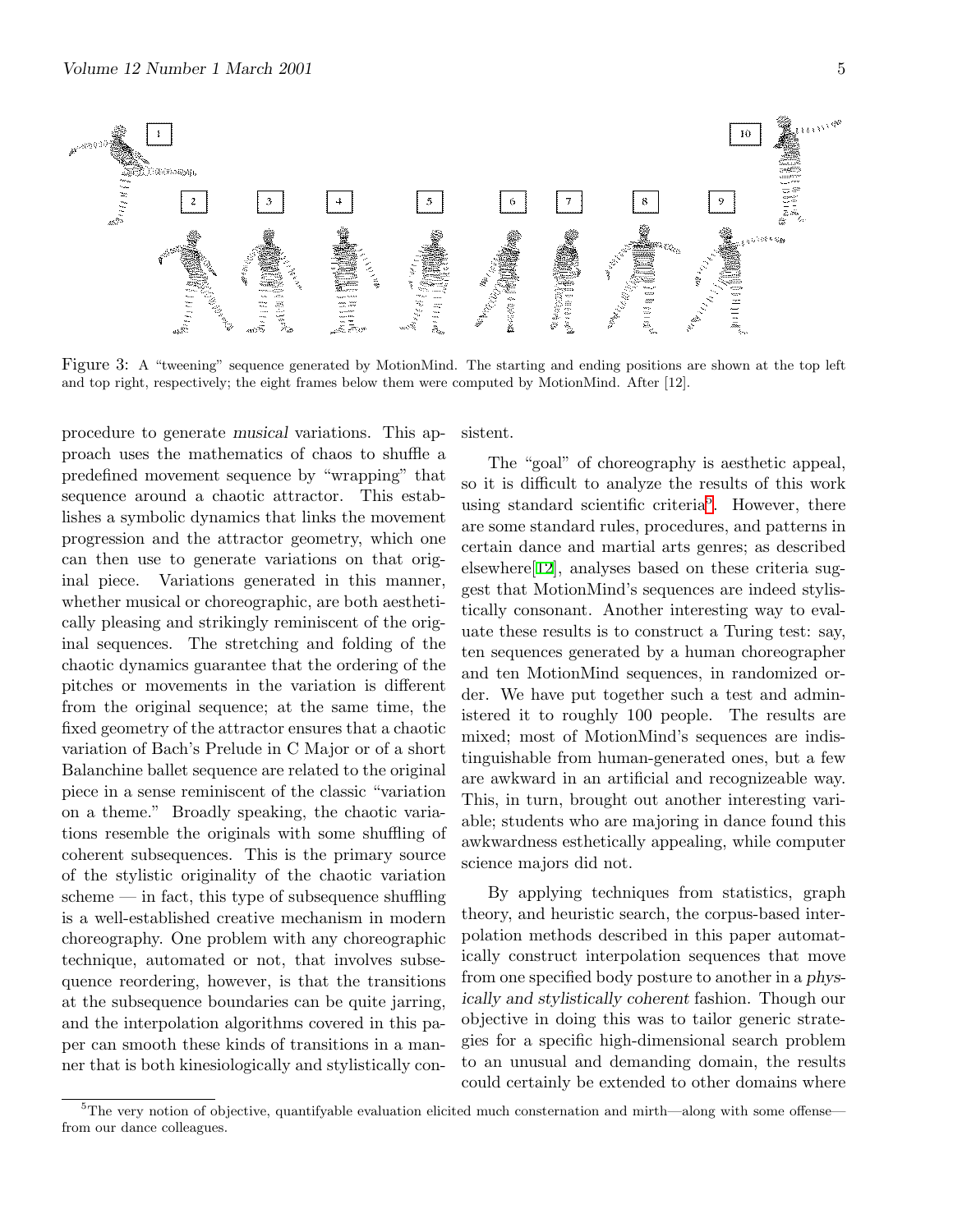Figure 3: A "tweening" sequence generated by MotionMind. The starting and ending positions are shown at the top left and top right, respectively; the eight frames below them were computed by MotionMind. After [12].

procedure to generate *musical* variations. This approach uses the mathematics of chaos to shuffle a predefined movement sequence by "wrapping" that sequence around a chaotic attractor. This establishes a symbolic dynamics that links the movement progression and the attractor geometry, which one can then use to generate variations on that original piece. Variations generated in this manner, whether musical or choreographic, are both aesthetically pleasing and strikingly reminiscent of the original sequences. The stretching and folding of the chaotic dynamics guarantee that the ordering of the pitches or movements in the variation is different from the original sequence; at the same time, the fixed geometry of the attractor ensures that a chaotic variation of Bach's Prelude in C Major or of a short Balanchine ballet sequence are related to the original piece in a sense reminiscent of the classic "variation on a theme." Broadly speaking, the chaotic variations resemble the originals with some shuffling of coherent subsequences. This is the primary source of the stylistic originality of the chaotic variation scheme — in fact, this type of subsequence shuffling is a well-established creative mechanism in modern choreography. One problem with any choreographic technique, automated or not, that involves subsequence reordering, however, is that the transitions at the subsequence boundaries can be quite jarring, and the interpolation algorithms covered in this paper can smooth these kinds of transitions in a manner that is both kinesiologically and stylistically consistent.

The "goal" of choreography is aesthetic appeal, so it is difficult to analyze the results of this work using standard scientific criteria[5]. However, there are some standard rules, procedures, and patterns in certain dance and martial arts genres; as described elsewhere[12], analyses based on these criteria suggest that MotionMind's sequences are indeed stylistically consonant. Another interesting way to evaluate these results is to construct a Turing test: say, ten sequences generated by a human choreographer and ten MotionMind sequences, in randomized order. We have put together such a test and administered it to roughly 100 people. The results are mixed; most of MotionMind's sequences are indistinguishable from human-generated ones, but a few are awkward in an artificial and recognizeable way. This, in turn, brought out another interesting variable; students who are majoring in dance found this awkwardness esthetically appealing, while computer science majors did not.

By applying techniques from statistics, graph theory, and heuristic search, the corpus-based interpolation methods described in this paper automatically construct interpolation sequences that move from one specified body posture to another in a *physically and stylistically coherent* fashion. Though our objective in doing this was to tailor generic strategies for a specific high-dimensional search problem to an unusual and demanding domain, the results could certainly be extended to other domains where

[5] The very notion of objective, quantifyable evaluation elicited much consternation and mirth—along with some offense—from our dance colleagues.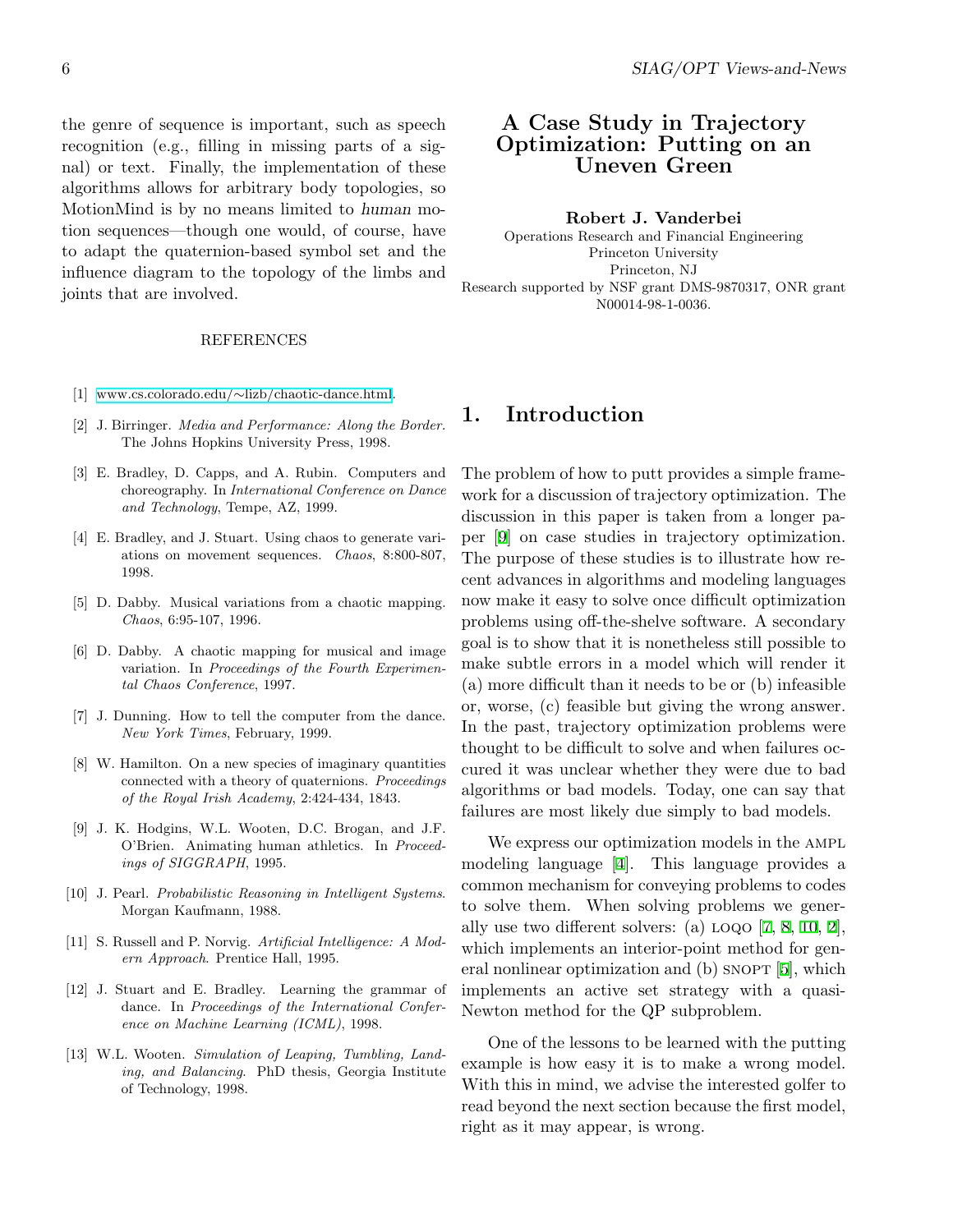the genre of sequence is important, such as speech recognition (e.g., filling in missing parts of a signal) or text. Finally, the implementation of these algorithms allows for arbitrary body topologies, so MotionMind is by no means limited to *human* motion sequences—though one would, of course, have to adapt the quaternion-based symbol set and the influence diagram to the topology of the limbs and joints that are involved.

REFERENCES

[1] www.cs.colorado.edu/∼lizb/chaotic-dance.html.

[2] J. Birringer. *Media and Performance: Along the Border*. The Johns Hopkins University Press, 1998.

[3] E. Bradley, D. Capps, and A. Rubin. Computers and choreography. In *International Conference on Dance and Technology*, Tempe, AZ, 1999.

[4] E. Bradley, and J. Stuart. Using chaos to generate variations on movement sequences. *Chaos*, 8:800-807, 1998.

[5] D. Dabby. Musical variations from a chaotic mapping. *Chaos*, 6:95-107, 1996.

[6] D. Dabby. A chaotic mapping for musical and image variation. In *Proceedings of the Fourth Experimental Chaos Conference*, 1997.

[7] J. Dunning. How to tell the computer from the dance. *New York Times*, February, 1999.

[8] W. Hamilton. On a new species of imaginary quantities connected with a theory of quaternions. *Proceedings of the Royal Irish Academy*, 2:424-434, 1843.

[9] J. K. Hodgins, W.L. Wooten, D.C. Brogan, and J.F. O'Brien. Animating human athletics. In *Proceedings of SIGGRAPH*, 1995.

[10] J. Pearl. *Probabilistic Reasoning in Intelligent Systems*. Morgan Kaufmann, 1988.

[11] S. Russell and P. Norvig. *Artificial Intelligence: A Modern Approach*. Prentice Hall, 1995.

[12] J. Stuart and E. Bradley. Learning the grammar of dance. In *Proceedings of the International Conference on Machine Learning (ICML)*, 1998.

[13] W.L. Wooten. *Simulation of Leaping, Tumbling, Landing, and Balancing*. PhD thesis, Georgia Institute of Technology, 1998.

# A Case Study in Trajectory Optimization: Putting on an Uneven Green

**Robert J. Vanderbei**

Operations Research and Financial Engineering
Princeton University
Princeton, NJ
Research supported by NSF grant DMS-9870317, ONR grant N00014-98-1-0036.

## 1. Introduction

The problem of how to putt provides a simple framework for a discussion of trajectory optimization. The discussion in this paper is taken from a longer paper [9] on case studies in trajectory optimization. The purpose of these studies is to illustrate how recent advances in algorithms and modeling languages now make it easy to solve once difficult optimization problems using off-the-shelve software. A secondary goal is to show that it is nonetheless still possible to make subtle errors in a model which will render it (a) more difficult than it needs to be or (b) infeasible or, worse, (c) feasible but giving the wrong answer. In the past, trajectory optimization problems were thought to be difficult to solve and when failures occured it was unclear whether they were due to bad algorithms or bad models. Today, one can say that failures are most likely due simply to bad models.

We express our optimization models in the AMPL modeling language [4]. This language provides a common mechanism for conveying problems to codes to solve them. When solving problems we generally use two different solvers: (a) LOQO [7, 8, 10, 2], which implements an interior-point method for general nonlinear optimization and (b) SNOPT [5], which implements an active set strategy with a quasi-Newton method for the QP subproblem.

One of the lessons to be learned with the putting example is how easy it is to make a wrong model. With this in mind, we advise the interested golfer to read beyond the next section because the first model, right as it may appear, is wrong.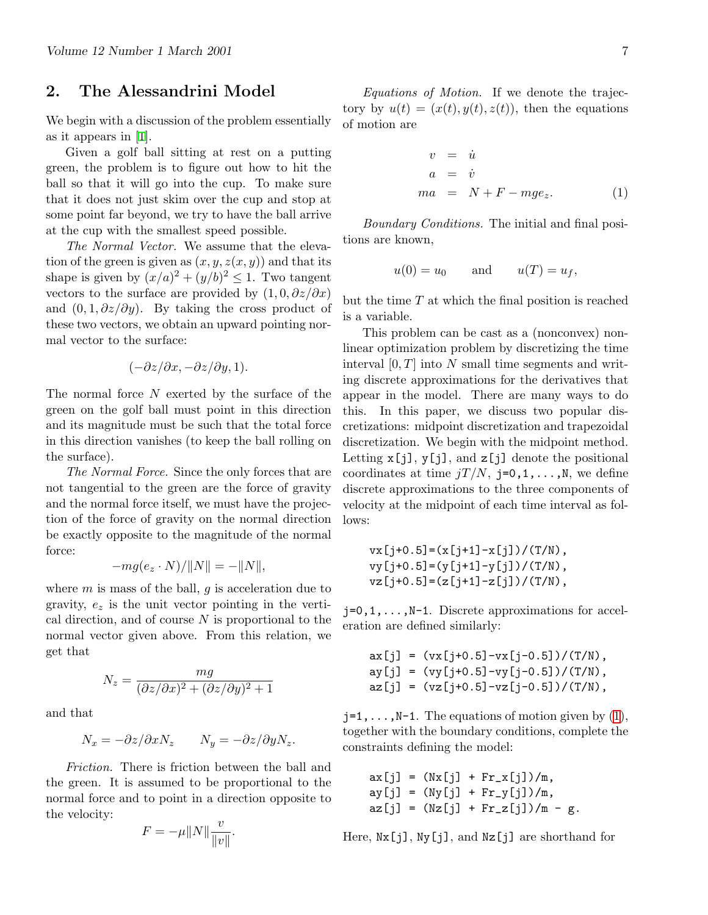## 2. The Alessandrini Model

We begin with a discussion of the problem essentially as it appears in [1].

Given a golf ball sitting at rest on a putting green, the problem is to figure out how to hit the ball so that it will go into the cup. To make sure that it does not just skim over the cup and stop at some point far beyond, we try to have the ball arrive at the cup with the smallest speed possible.

*The Normal Vector.* We assume that the elevation of the green is given as $(x, y, z(x, y))$ and that its shape is given by $(x/a)^2 + (y/b)^2 \leq 1$. Two tangent vectors to the surface are provided by $(1, 0, \partial z/\partial x)$ and $(0, 1, \partial z/\partial y)$. By taking the cross product of these two vectors, we obtain an upward pointing normal vector to the surface:

$$(-\partial z/\partial x, -\partial z/\partial y, 1).$$

The normal force $N$ exerted by the surface of the green on the golf ball must point in this direction and its magnitude must be such that the total force in this direction vanishes (to keep the ball rolling on the surface).

*The Normal Force.* Since the only forces that are not tangential to the green are the force of gravity and the normal force itself, we must have the projection of the force of gravity on the normal direction be exactly opposite to the magnitude of the normal force:

$$-mg(e_z \cdot N)/\|N\| = -\|N\|,$$

where $m$ is mass of the ball, $g$ is acceleration due to gravity, $e_z$ is the unit vector pointing in the vertical direction, and of course $N$ is proportional to the normal vector given above. From this relation, we get that

$$N_z = \frac{mg}{(\partial z/\partial x)^2 + (\partial z/\partial y)^2 + 1}$$

and that

$$N_x = -\partial z/\partial x N_z \qquad N_y = -\partial z/\partial y N_z.$$

*Friction.* There is friction between the ball and the green. It is assumed to be proportional to the normal force and to point in a direction opposite to the velocity:

$$F = -\mu\|N\|\frac{v}{\|v\|}.$$

*Equations of Motion.* If we denote the trajectory by $u(t) = (x(t), y(t), z(t))$, then the equations of motion are

$$\begin{aligned} v &= \dot{u} \\ a &= \dot{v} \\ ma &= N + F - mge_z. \end{aligned} \tag{1}$$

*Boundary Conditions.* The initial and final positions are known,

$$u(0) = u_0 \qquad \text{and} \qquad u(T) = u_f,$$

but the time $T$ at which the final position is reached is a variable.

This problem can be cast as a (nonconvex) nonlinear optimization problem by discretizing the time interval $[0, T]$ into $N$ small time segments and writing discrete approximations for the derivatives that appear in the model. There are many ways to do this. In this paper, we discuss two popular discretizations: midpoint discretization and trapezoidal discretization. We begin with the midpoint method. Letting `x[j]`, `y[j]`, and `z[j]` denote the positional coordinates at time $jT/N$, `j=0,1,...,N`, we define discrete approximations to the three components of velocity at the midpoint of each time interval as follows:

```
vx[j+0.5]=(x[j+1]-x[j])/(T/N),
vy[j+0.5]=(y[j+1]-y[j])/(T/N),
vz[j+0.5]=(z[j+1]-z[j])/(T/N),
```

`j=0,1,...,N-1`. Discrete approximations for acceleration are defined similarly:

```
ax[j] = (vx[j+0.5]-vx[j-0.5])/(T/N),
ay[j] = (vy[j+0.5]-vy[j-0.5])/(T/N),
az[j] = (vz[j+0.5]-vz[j-0.5])/(T/N),
```

`j=1,...,N-1`. The equations of motion given by (1), together with the boundary conditions, complete the constraints defining the model:

```
ax[j] = (Nx[j] + Fr_x[j])/m,
ay[j] = (Ny[j] + Fr_y[j])/m,
az[j] = (Nz[j] + Fr_z[j])/m - g.
```

Here, `Nx[j]`, `Ny[j]`, and `Nz[j]` are shorthand for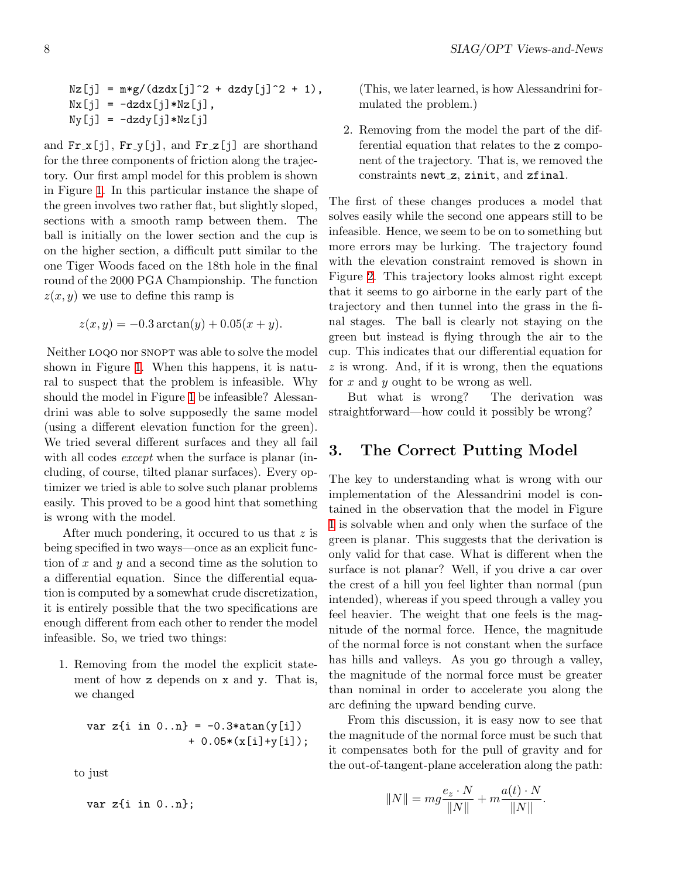```
Nz[j] = m*g/(dzdx[j]^2 + dzdy[j]^2 + 1),
Nx[j] = -dzdx[j]*Nz[j],
Ny[j] = -dzdy[j]*Nz[j]
```

and Fr_x[j], Fr_y[j], and Fr_z[j] are shorthand for the three components of friction along the trajectory. Our first ampl model for this problem is shown in Figure 1. In this particular instance the shape of the green involves two rather flat, but slightly sloped, sections with a smooth ramp between them. The ball is initially on the lower section and the cup is on the higher section, a difficult putt similar to the one Tiger Woods faced on the 18th hole in the final round of the 2000 PGA Championship. The function $z(x, y)$ we use to define this ramp is

$$z(x, y) = -0.3 \arctan(y) + 0.05(x + y).$$

Neither LOQO nor SNOPT was able to solve the model shown in Figure 1. When this happens, it is natural to suspect that the problem is infeasible. Why should the model in Figure 1 be infeasible? Alessandrini was able to solve supposedly the same model (using a different elevation function for the green). We tried several different surfaces and they all fail with all codes *except* when the surface is planar (including, of course, tilted planar surfaces). Every optimizer we tried is able to solve such planar problems easily. This proved to be a good hint that something is wrong with the model.

After much pondering, it occured to us that $z$ is being specified in two ways—once as an explicit function of $x$ and $y$ and a second time as the solution to a differential equation. Since the differential equation is computed by a somewhat crude discretization, it is entirely possible that the two specifications are enough different from each other to render the model infeasible. So, we tried two things:

1. Removing from the model the explicit statement of how z depends on x and y. That is, we changed

   ```
   var z{i in 0..n} = -0.3*atan(y[i])
                      + 0.05*(x[i]+y[i]);
   ```

   to just

   ```
   var z{i in 0..n};
   ```

   (This, we later learned, is how Alessandrini formulated the problem.)

2. Removing from the model the part of the differential equation that relates to the z component of the trajectory. That is, we removed the constraints newt_z, zinit, and zfinal.

The first of these changes produces a model that solves easily while the second one appears still to be infeasible. Hence, we seem to be on to something but more errors may be lurking. The trajectory found with the elevation constraint removed is shown in Figure 2. This trajectory looks almost right except that it seems to go airborne in the early part of the trajectory and then tunnel into the grass in the final stages. The ball is clearly not staying on the green but instead is flying through the air to the cup. This indicates that our differential equation for $z$ is wrong. And, if it is wrong, then the equations for $x$ and $y$ ought to be wrong as well.

But what is wrong? The derivation was straightforward—how could it possibly be wrong?

## 3. The Correct Putting Model

The key to understanding what is wrong with our implementation of the Alessandrini model is contained in the observation that the model in Figure 1 is solvable when and only when the surface of the green is planar. This suggests that the derivation is only valid for that case. What is different when the surface is not planar? Well, if you drive a car over the crest of a hill you feel lighter than normal (pun intended), whereas if you speed through a valley you feel heavier. The weight that one feels is the magnitude of the normal force. Hence, the magnitude of the normal force is not constant when the surface has hills and valleys. As you go through a valley, the magnitude of the normal force must be greater than nominal in order to accelerate you along the arc defining the upward bending curve.

From this discussion, it is easy now to see that the magnitude of the normal force must be such that it compensates both for the pull of gravity and for the out-of-tangent-plane acceleration along the path:

$$\|N\| = mg\frac{e_z \cdot N}{\|N\|} + m\frac{a(t) \cdot N}{\|N\|}.$$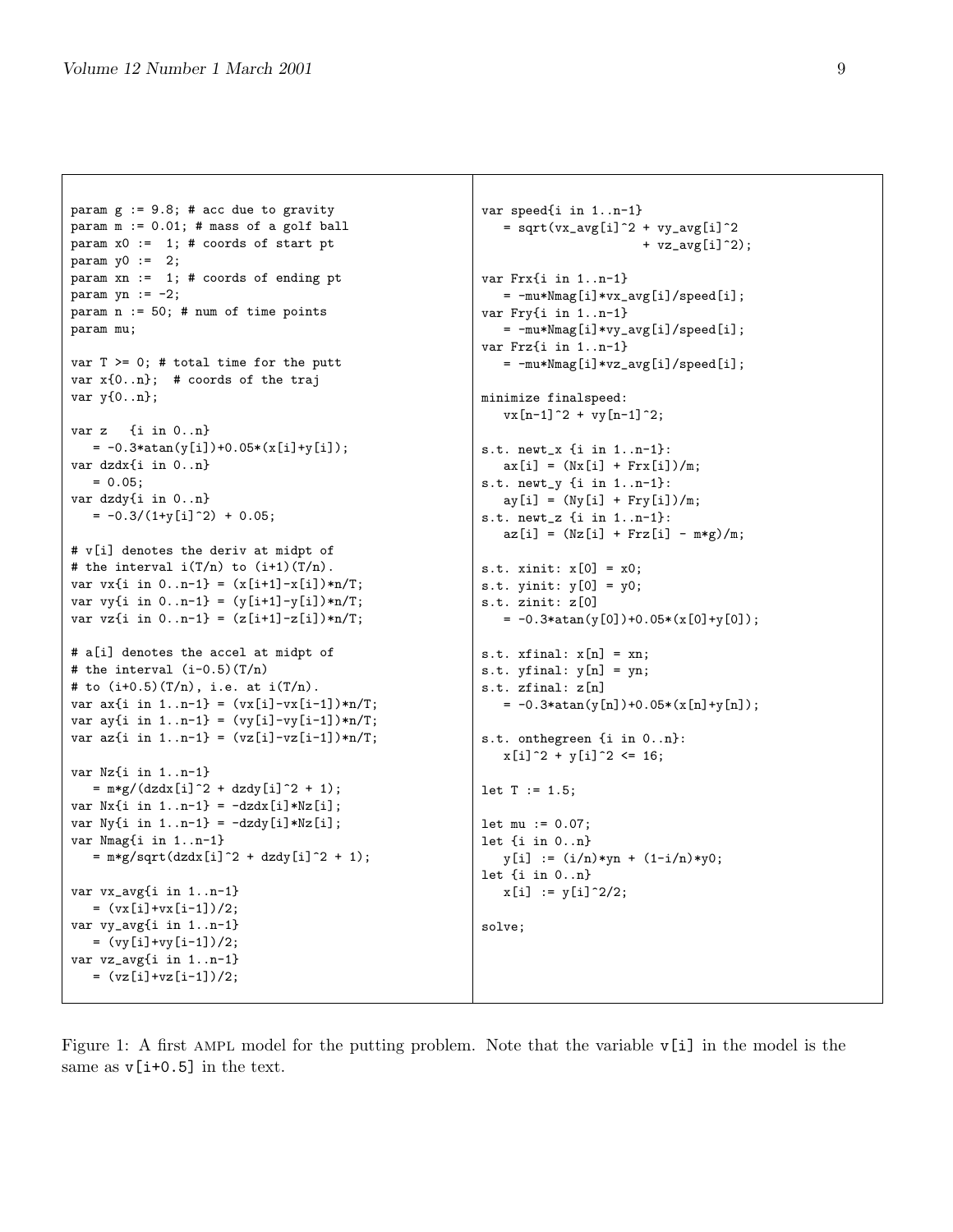```
param g := 9.8; # acc due to gravity
param m := 0.01; # mass of a golf ball
param x0 :=  1; # coords of start pt
param y0 :=  2;
param xn :=  1; # coords of ending pt
param yn := -2;
param n := 50; # num of time points
param mu;

var T >= 0; # total time for the putt
var x{0..n};  # coords of the traj
var y{0..n};

var z   {i in 0..n}
   = -0.3*atan(y[i])+0.05*(x[i]+y[i]);
var dzdx{i in 0..n}
   = 0.05;
var dzdy{i in 0..n}
   = -0.3/(1+y[i]^2) + 0.05;

# v[i] denotes the deriv at midpt of
# the interval i(T/n) to (i+1)(T/n).
var vx{i in 0..n-1} = (x[i+1]-x[i])*n/T;
var vy{i in 0..n-1} = (y[i+1]-y[i])*n/T;
var vz{i in 0..n-1} = (z[i+1]-z[i])*n/T;

# a[i] denotes the accel at midpt of
# the interval (i-0.5)(T/n)
# to (i+0.5)(T/n), i.e. at i(T/n).
var ax{i in 1..n-1} = (vx[i]-vx[i-1])*n/T;
var ay{i in 1..n-1} = (vy[i]-vy[i-1])*n/T;
var az{i in 1..n-1} = (vz[i]-vz[i-1])*n/T;

var Nz{i in 1..n-1}
   = m*g/(dzdx[i]^2 + dzdy[i]^2 + 1);
var Nx{i in 1..n-1} = -dzdx[i]*Nz[i];
var Ny{i in 1..n-1} = -dzdy[i]*Nz[i];
var Nmag{i in 1..n-1}
   = m*g/sqrt(dzdx[i]^2 + dzdy[i]^2 + 1);

var vx_avg{i in 1..n-1}
   = (vx[i]+vx[i-1])/2;
var vy_avg{i in 1..n-1}
   = (vy[i]+vy[i-1])/2;
var vz_avg{i in 1..n-1}
   = (vz[i]+vz[i-1])/2;

var speed{i in 1..n-1}
   = sqrt(vx_avg[i]^2 + vy_avg[i]^2
                      + vz_avg[i]^2);

var Frx{i in 1..n-1}
   = -mu*Nmag[i]*vx_avg[i]/speed[i];
var Fry{i in 1..n-1}
   = -mu*Nmag[i]*vy_avg[i]/speed[i];
var Frz{i in 1..n-1}
   = -mu*Nmag[i]*vz_avg[i]/speed[i];

minimize finalspeed:
   vx[n-1]^2 + vy[n-1]^2;

s.t. newt_x {i in 1..n-1}:
   ax[i] = (Nx[i] + Frx[i])/m;
s.t. newt_y {i in 1..n-1}:
   ay[i] = (Ny[i] + Fry[i])/m;
s.t. newt_z {i in 1..n-1}:
   az[i] = (Nz[i] + Frz[i] - m*g)/m;

s.t. xinit: x[0] = x0;
s.t. yinit: y[0] = y0;
s.t. zinit: z[0]
   = -0.3*atan(y[0])+0.05*(x[0]+y[0]);

s.t. xfinal: x[n] = xn;
s.t. yfinal: y[n] = yn;
s.t. zfinal: z[n]
   = -0.3*atan(y[n])+0.05*(x[n]+y[n]);

s.t. onthegreen {i in 0..n}:
   x[i]^2 + y[i]^2 <= 16;

let T := 1.5;

let mu := 0.07;
let {i in 0..n}
   y[i] := (i/n)*yn + (1-i/n)*y0;
let {i in 0..n}
   x[i] := y[i]^2/2;

solve;
```

Figure 1: A first AMPL model for the putting problem. Note that the variable `v[i]` in the model is the same as `v[i+0.5]` in the text.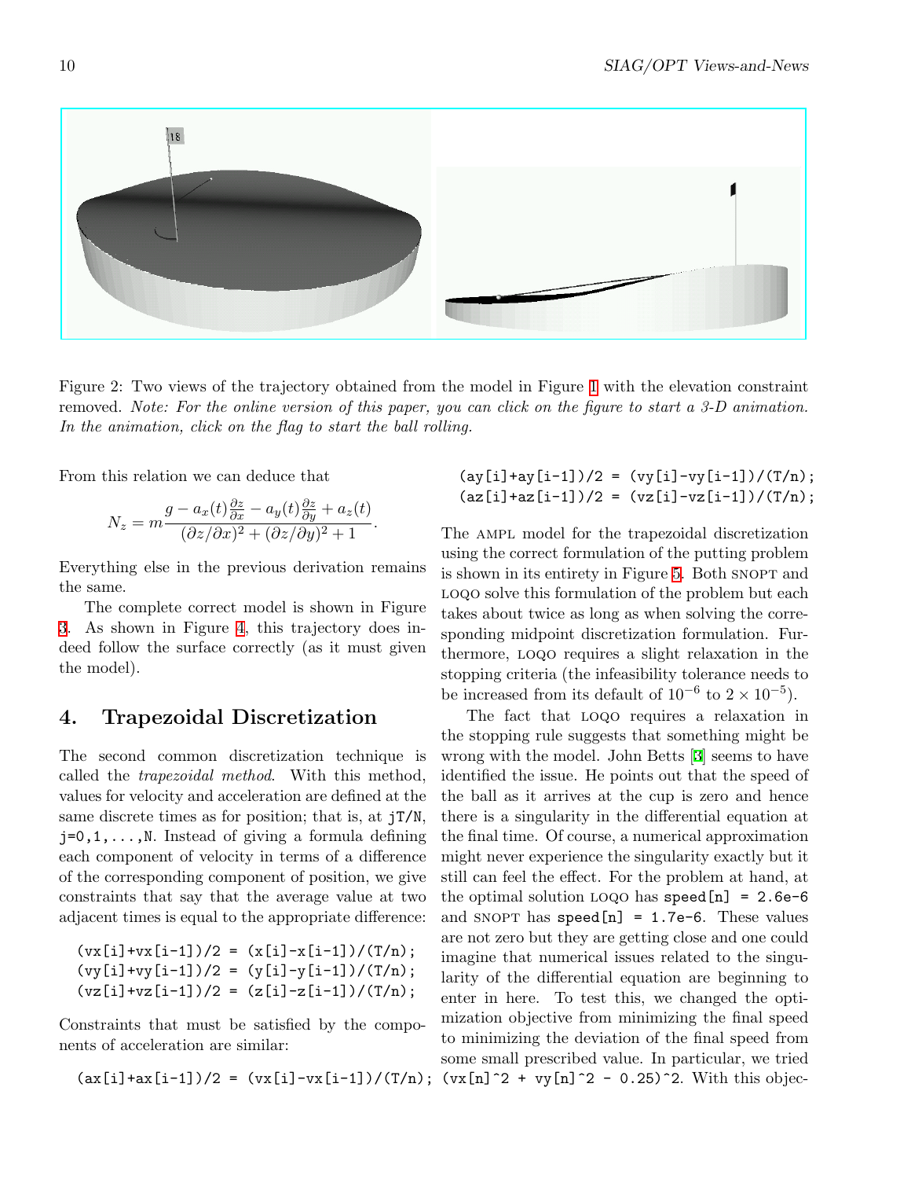Figure 2: Two views of the trajectory obtained from the model in Figure 1 with the elevation constraint removed. *Note: For the online version of this paper, you can click on the figure to start a 3-D animation. In the animation, click on the flag to start the ball rolling.*

From this relation we can deduce that

$$N_z = m\frac{g - a_x(t)\frac{\partial z}{\partial x} - a_y(t)\frac{\partial z}{\partial y} + a_z(t)}{(\partial z/\partial x)^2 + (\partial z/\partial y)^2 + 1}.$$

Everything else in the previous derivation remains the same.

The complete correct model is shown in Figure 3. As shown in Figure 4, this trajectory does indeed follow the surface correctly (as it must given the model).

## 4. Trapezoidal Discretization

The second common discretization technique is called the *trapezoidal method*. With this method, values for velocity and acceleration are defined at the same discrete times as for position; that is, at `jT/N`, `j=0,1,...,N`. Instead of giving a formula defining each component of velocity in terms of a difference of the corresponding component of position, we give constraints that say that the average value at two adjacent times is equal to the appropriate difference:

```
(vx[i]+vx[i-1])/2 = (x[i]-x[i-1])/(T/n);
(vy[i]+vy[i-1])/2 = (y[i]-y[i-1])/(T/n);
(vz[i]+vz[i-1])/2 = (z[i]-z[i-1])/(T/n);
```

Constraints that must be satisfied by the components of acceleration are similar:

```
(ax[i]+ax[i-1])/2 = (vx[i]-vx[i-1])/(T/n);
(ay[i]+ay[i-1])/2 = (vy[i]-vy[i-1])/(T/n);
(az[i]+az[i-1])/2 = (vz[i]-vz[i-1])/(T/n);
```

The AMPL model for the trapezoidal discretization using the correct formulation of the putting problem is shown in its entirety in Figure 5. Both SNOPT and LOQO solve this formulation of the problem but each takes about twice as long as when solving the corresponding midpoint discretization formulation. Furthermore, LOQO requires a slight relaxation in the stopping criteria (the infeasibility tolerance needs to be increased from its default of $10^{-6}$ to $2 \times 10^{-5}$).

The fact that LOQO requires a relaxation in the stopping rule suggests that something might be wrong with the model. John Betts [3] seems to have identified the issue. He points out that the speed of the ball as it arrives at the cup is zero and hence there is a singularity in the differential equation at the final time. Of course, a numerical approximation might never experience the singularity exactly but it still can feel the effect. For the problem at hand, at the optimal solution LOQO has `speed[n] = 2.6e-6` and SNOPT has `speed[n] = 1.7e-6`. These values are not zero but they are getting close and one could imagine that numerical issues related to the singularity of the differential equation are beginning to enter in here. To test this, we changed the optimization objective from minimizing the final speed to minimizing the deviation of the final speed from some small prescribed value. In particular, we tried `(vx[n]^2 + vy[n]^2 - 0.25)^2`. With this objec-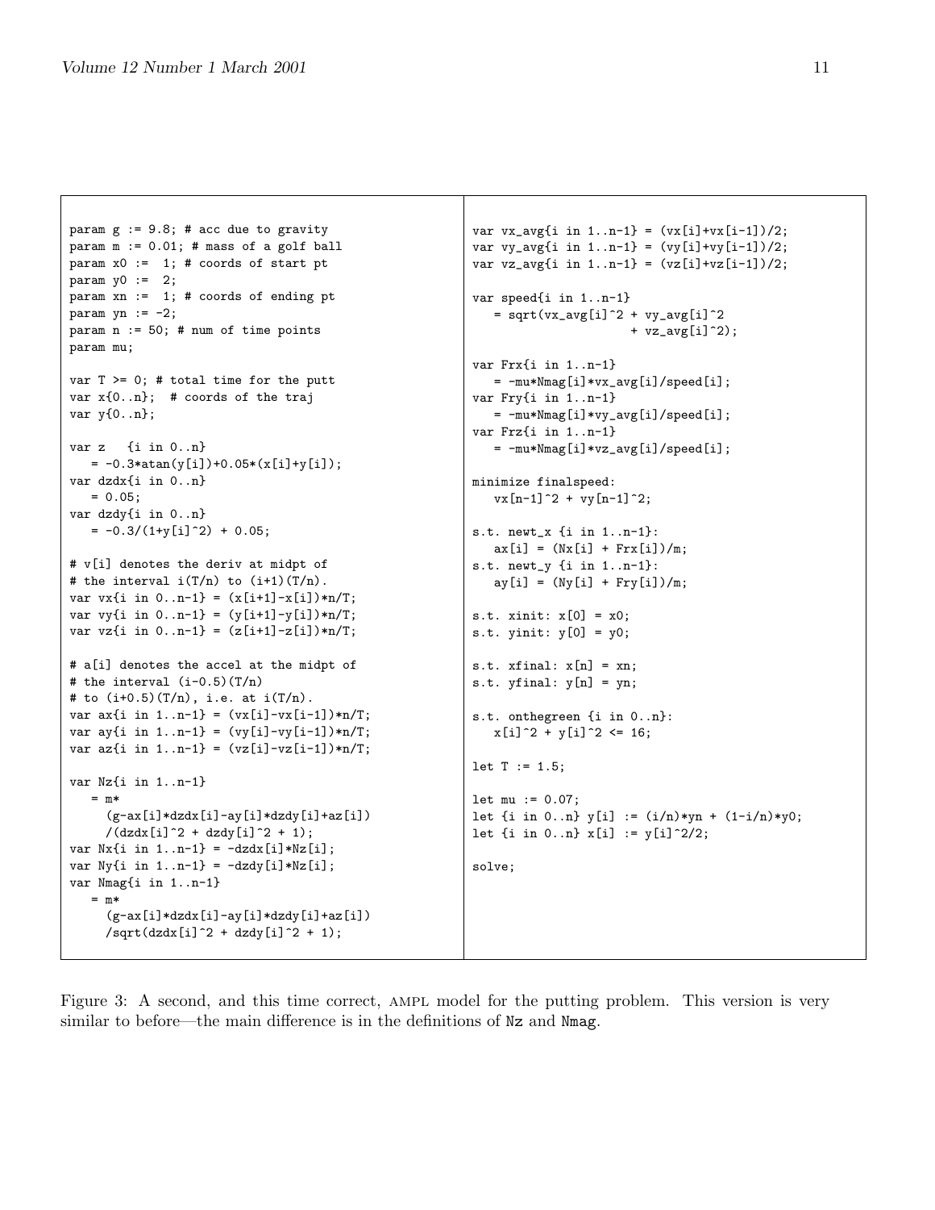```
param g := 9.8; # acc due to gravity
param m := 0.01; # mass of a golf ball
param x0 :=  1; # coords of start pt
param y0 :=  2;
param xn :=  1; # coords of ending pt
param yn := -2;
param n := 50; # num of time points
param mu;

var T >= 0; # total time for the putt
var x{0..n};  # coords of the traj
var y{0..n};

var z   {i in 0..n}
   = -0.3*atan(y[i])+0.05*(x[i]+y[i]);
var dzdx{i in 0..n}
   = 0.05;
var dzdy{i in 0..n}
   = -0.3/(1+y[i]^2) + 0.05;

# v[i] denotes the deriv at midpt of
# the interval i(T/n) to (i+1)(T/n).
var vx{i in 0..n-1} = (x[i+1]-x[i])*n/T;
var vy{i in 0..n-1} = (y[i+1]-y[i])*n/T;
var vz{i in 0..n-1} = (z[i+1]-z[i])*n/T;

# a[i] denotes the accel at the midpt of
# the interval (i-0.5)(T/n)
# to (i+0.5)(T/n), i.e. at i(T/n).
var ax{i in 1..n-1} = (vx[i]-vx[i-1])*n/T;
var ay{i in 1..n-1} = (vy[i]-vy[i-1])*n/T;
var az{i in 1..n-1} = (vz[i]-vz[i-1])*n/T;

var Nz{i in 1..n-1}
   = m*
     (g-ax[i]*dzdx[i]-ay[i]*dzdy[i]+az[i])
     /(dzdx[i]^2 + dzdy[i]^2 + 1);
var Nx{i in 1..n-1} = -dzdx[i]*Nz[i];
var Ny{i in 1..n-1} = -dzdy[i]*Nz[i];
var Nmag{i in 1..n-1}
   = m*
     (g-ax[i]*dzdx[i]-ay[i]*dzdy[i]+az[i])
     /sqrt(dzdx[i]^2 + dzdy[i]^2 + 1);

var vx_avg{i in 1..n-1} = (vx[i]+vx[i-1])/2;
var vy_avg{i in 1..n-1} = (vy[i]+vy[i-1])/2;
var vz_avg{i in 1..n-1} = (vz[i]+vz[i-1])/2;

var speed{i in 1..n-1}
   = sqrt(vx_avg[i]^2 + vy_avg[i]^2
                      + vz_avg[i]^2);

var Frx{i in 1..n-1}
   = -mu*Nmag[i]*vx_avg[i]/speed[i];
var Fry{i in 1..n-1}
   = -mu*Nmag[i]*vy_avg[i]/speed[i];
var Frz{i in 1..n-1}
   = -mu*Nmag[i]*vz_avg[i]/speed[i];

minimize finalspeed:
   vx[n-1]^2 + vy[n-1]^2;

s.t. newt_x {i in 1..n-1}:
   ax[i] = (Nx[i] + Frx[i])/m;
s.t. newt_y {i in 1..n-1}:
   ay[i] = (Ny[i] + Fry[i])/m;

s.t. xinit: x[0] = x0;
s.t. yinit: y[0] = y0;

s.t. xfinal: x[n] = xn;
s.t. yfinal: y[n] = yn;

s.t. onthegreen {i in 0..n}:
   x[i]^2 + y[i]^2 <= 16;

let T := 1.5;

let mu := 0.07;
let {i in 0..n} y[i] := (i/n)*yn + (1-i/n)*y0;
let {i in 0..n} x[i] := y[i]^2/2;

solve;
```

Figure 3: A second, and this time correct, AMPL model for the putting problem. This version is very similar to before—the main difference is in the definitions of Nz and Nmag.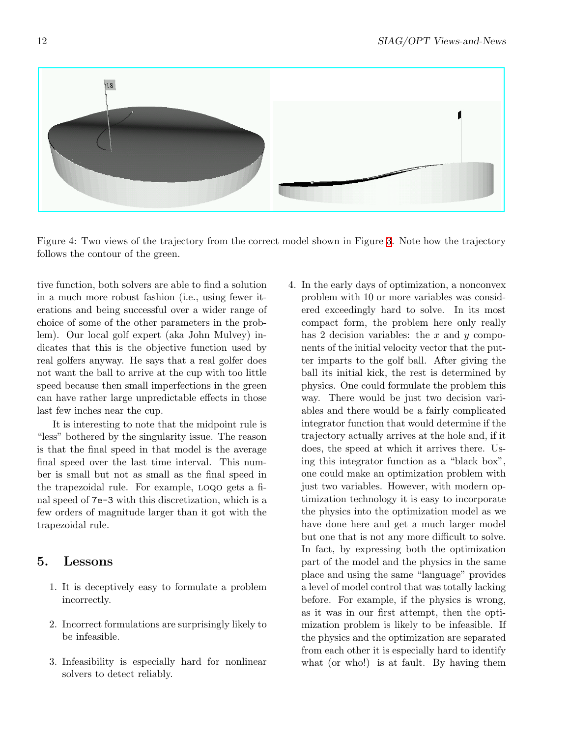Figure 4: Two views of the trajectory from the correct model shown in Figure 3. Note how the trajectory follows the contour of the green.

tive function, both solvers are able to find a solution in a much more robust fashion (i.e., using fewer iterations and being successful over a wider range of choice of some of the other parameters in the problem). Our local golf expert (aka John Mulvey) indicates that this is the objective function used by real golfers anyway. He says that a real golfer does not want the ball to arrive at the cup with too little speed because then small imperfections in the green can have rather large unpredictable effects in those last few inches near the cup.

It is interesting to note that the midpoint rule is "less" bothered by the singularity issue. The reason is that the final speed in that model is the average final speed over the last time interval. This number is small but not as small as the final speed in the trapezoidal rule. For example, LOQO gets a final speed of `7e-3` with this discretization, which is a few orders of magnitude larger than it got with the trapezoidal rule.

## 5. Lessons

1. It is deceptively easy to formulate a problem incorrectly.

2. Incorrect formulations are surprisingly likely to be infeasible.

3. Infeasibility is especially hard for nonlinear solvers to detect reliably.

4. In the early days of optimization, a nonconvex problem with 10 or more variables was considered exceedingly hard to solve. In its most compact form, the problem here only really has 2 decision variables: the $x$ and $y$ components of the initial velocity vector that the putter imparts to the golf ball. After giving the ball its initial kick, the rest is determined by physics. One could formulate the problem this way. There would be just two decision variables and there would be a fairly complicated integrator function that would determine if the trajectory actually arrives at the hole and, if it does, the speed at which it arrives there. Using this integrator function as a "black box", one could make an optimization problem with just two variables. However, with modern optimization technology it is easy to incorporate the physics into the optimization model as we have done here and get a much larger model but one that is not any more difficult to solve. In fact, by expressing both the optimization part of the model and the physics in the same place and using the same "language" provides a level of model control that was totally lacking before. For example, if the physics is wrong, as it was in our first attempt, then the optimization problem is likely to be infeasible. If the physics and the optimization are separated from each other it is especially hard to identify what (or who!) is at fault. By having them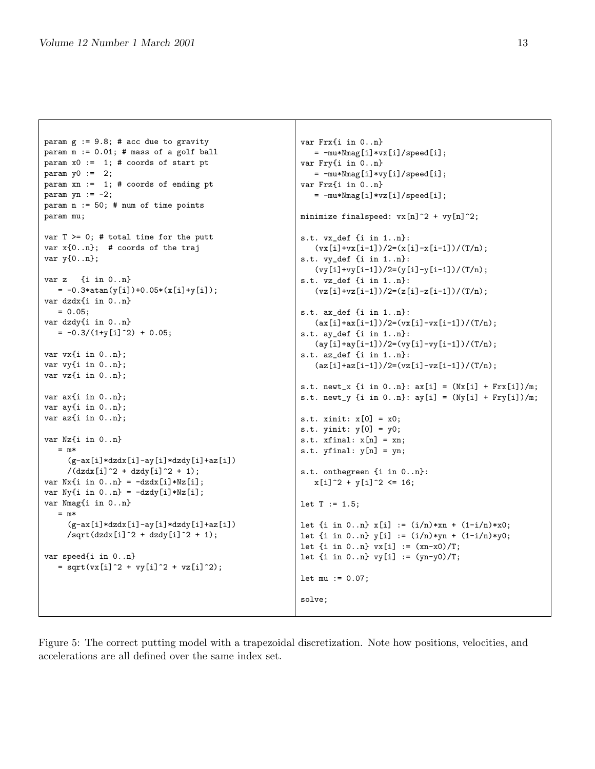```
param g := 9.8; # acc due to gravity
param m := 0.01; # mass of a golf ball
param x0 :=  1; # coords of start pt
param y0 :=  2;
param xn :=  1; # coords of ending pt
param yn := -2;
param n := 50; # num of time points
param mu;

var T >= 0; # total time for the putt
var x{0..n};  # coords of the traj
var y{0..n};

var z   {i in 0..n}
   = -0.3*atan(y[i])+0.05*(x[i]+y[i]);
var dzdx{i in 0..n}
   = 0.05;
var dzdy{i in 0..n}
   = -0.3/(1+y[i]^2) + 0.05;

var vx{i in 0..n};
var vy{i in 0..n};
var vz{i in 0..n};

var ax{i in 0..n};
var ay{i in 0..n};
var az{i in 0..n};

var Nz{i in 0..n}
   = m*
     (g-ax[i]*dzdx[i]-ay[i]*dzdy[i]+az[i])
     /(dzdx[i]^2 + dzdy[i]^2 + 1);
var Nx{i in 0..n} = -dzdx[i]*Nz[i];
var Ny{i in 0..n} = -dzdy[i]*Nz[i];
var Nmag{i in 0..n}
   = m*
     (g-ax[i]*dzdx[i]-ay[i]*dzdy[i]+az[i])
     /sqrt(dzdx[i]^2 + dzdy[i]^2 + 1);

var speed{i in 0..n}
   = sqrt(vx[i]^2 + vy[i]^2 + vz[i]^2);

var Frx{i in 0..n}
   = -mu*Nmag[i]*vx[i]/speed[i];
var Fry{i in 0..n}
   = -mu*Nmag[i]*vy[i]/speed[i];
var Frz{i in 0..n}
   = -mu*Nmag[i]*vz[i]/speed[i];

minimize finalspeed: vx[n]^2 + vy[n]^2;

s.t. vx_def {i in 1..n}:
   (vx[i]+vx[i-1])/2=(x[i]-x[i-1])/(T/n);
s.t. vy_def {i in 1..n}:
   (vy[i]+vy[i-1])/2=(y[i]-y[i-1])/(T/n);
s.t. vz_def {i in 1..n}:
   (vz[i]+vz[i-1])/2=(z[i]-z[i-1])/(T/n);

s.t. ax_def {i in 1..n}:
   (ax[i]+ax[i-1])/2=(vx[i]-vx[i-1])/(T/n);
s.t. ay_def {i in 1..n}:
   (ay[i]+ay[i-1])/2=(vy[i]-vy[i-1])/(T/n);
s.t. az_def {i in 1..n}:
   (az[i]+az[i-1])/2=(vz[i]-vz[i-1])/(T/n);

s.t. newt_x {i in 0..n}: ax[i] = (Nx[i] + Frx[i])/m;
s.t. newt_y {i in 0..n}: ay[i] = (Ny[i] + Fry[i])/m;

s.t. xinit: x[0] = x0;
s.t. yinit: y[0] = y0;
s.t. xfinal: x[n] = xn;
s.t. yfinal: y[n] = yn;

s.t. onthegreen {i in 0..n}:
   x[i]^2 + y[i]^2 <= 16;

let T := 1.5;

let {i in 0..n} x[i] := (i/n)*xn + (1-i/n)*x0;
let {i in 0..n} y[i] := (i/n)*yn + (1-i/n)*y0;
let {i in 0..n} vx[i] := (xn-x0)/T;
let {i in 0..n} vy[i] := (yn-y0)/T;

let mu := 0.07;

solve;
```

Figure 5: The correct putting model with a trapezoidal discretization. Note how positions, velocities, and accelerations are all defined over the same index set.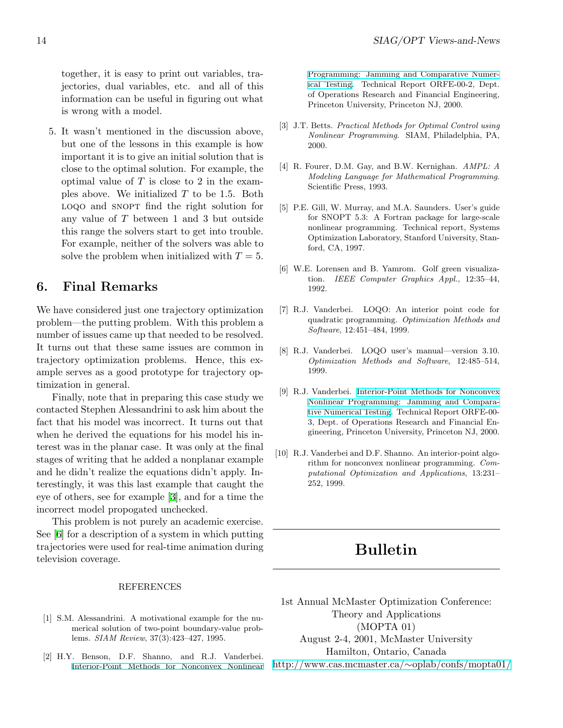together, it is easy to print out variables, trajectories, dual variables, etc. and all of this information can be useful in figuring out what is wrong with a model.

5. It wasn't mentioned in the discussion above, but one of the lessons in this example is how important it is to give an initial solution that is close to the optimal solution. For example, the optimal value of $T$ is close to 2 in the examples above. We initialized $T$ to be 1.5. Both LOQO and SNOPT find the right solution for any value of $T$ between 1 and 3 but outside this range the solvers start to get into trouble. For example, neither of the solvers was able to solve the problem when initialized with $T = 5$.

## 6. Final Remarks

We have considered just one trajectory optimization problem—the putting problem. With this problem a number of issues came up that needed to be resolved. It turns out that these same issues are common in trajectory optimization problems. Hence, this example serves as a good prototype for trajectory optimization in general.

Finally, note that in preparing this case study we contacted Stephen Alessandrini to ask him about the fact that his model was incorrect. It turns out that when he derived the equations for his model his interest was in the planar case. It was only at the final stages of writing that he added a nonplanar example and he didn't realize the equations didn't apply. Interestingly, it was this last example that caught the eye of others, see for example [3], and for a time the incorrect model propogated unchecked.

This problem is not purely an academic exercise. See [6] for a description of a system in which putting trajectories were used for real-time animation during television coverage.

REFERENCES

[1] S.M. Alessandrini. A motivational example for the numerical solution of two-point boundary-value problems. *SIAM Review*, 37(3):423–427, 1995.

[2] H.Y. Benson, D.F. Shanno, and R.J. Vanderbei. Interior-Point Methods for Nonconvex Nonlinear Programming: Jamming and Comparative Numerical Testing. Technical Report ORFE-00-2, Dept. of Operations Research and Financial Engineering, Princeton University, Princeton NJ, 2000.

[3] J.T. Betts. *Practical Methods for Optimal Control using Nonlinear Programming*. SIAM, Philadelphia, PA, 2000.

[4] R. Fourer, D.M. Gay, and B.W. Kernighan. *AMPL: A Modeling Language for Mathematical Programming*. Scientific Press, 1993.

[5] P.E. Gill, W. Murray, and M.A. Saunders. User's guide for SNOPT 5.3: A Fortran package for large-scale nonlinear programming. Technical report, Systems Optimization Laboratory, Stanford University, Stanford, CA, 1997.

[6] W.E. Lorensen and B. Yamrom. Golf green visualization. *IEEE Computer Graphics Appl.*, 12:35–44, 1992.

[7] R.J. Vanderbei. LOQO: An interior point code for quadratic programming. *Optimization Methods and Software*, 12:451–484, 1999.

[8] R.J. Vanderbei. LOQO user's manual—version 3.10. *Optimization Methods and Software*, 12:485–514, 1999.

[9] R.J. Vanderbei. Interior-Point Methods for Nonconvex Nonlinear Programming: Jamming and Comparative Numerical Testing. Technical Report ORFE-00-3, Dept. of Operations Research and Financial Engineering, Princeton University, Princeton NJ, 2000.

[10] R.J. Vanderbei and D.F. Shanno. An interior-point algorithm for nonconvex nonlinear programming. *Computational Optimization and Applications*, 13:231–252, 1999.

# Bulletin

1st Annual McMaster Optimization Conference:
Theory and Applications
(MOPTA 01)
August 2-4, 2001, McMaster University
Hamilton, Ontario, Canada
http://www.cas.mcmaster.ca/~oplab/confs/mopta01/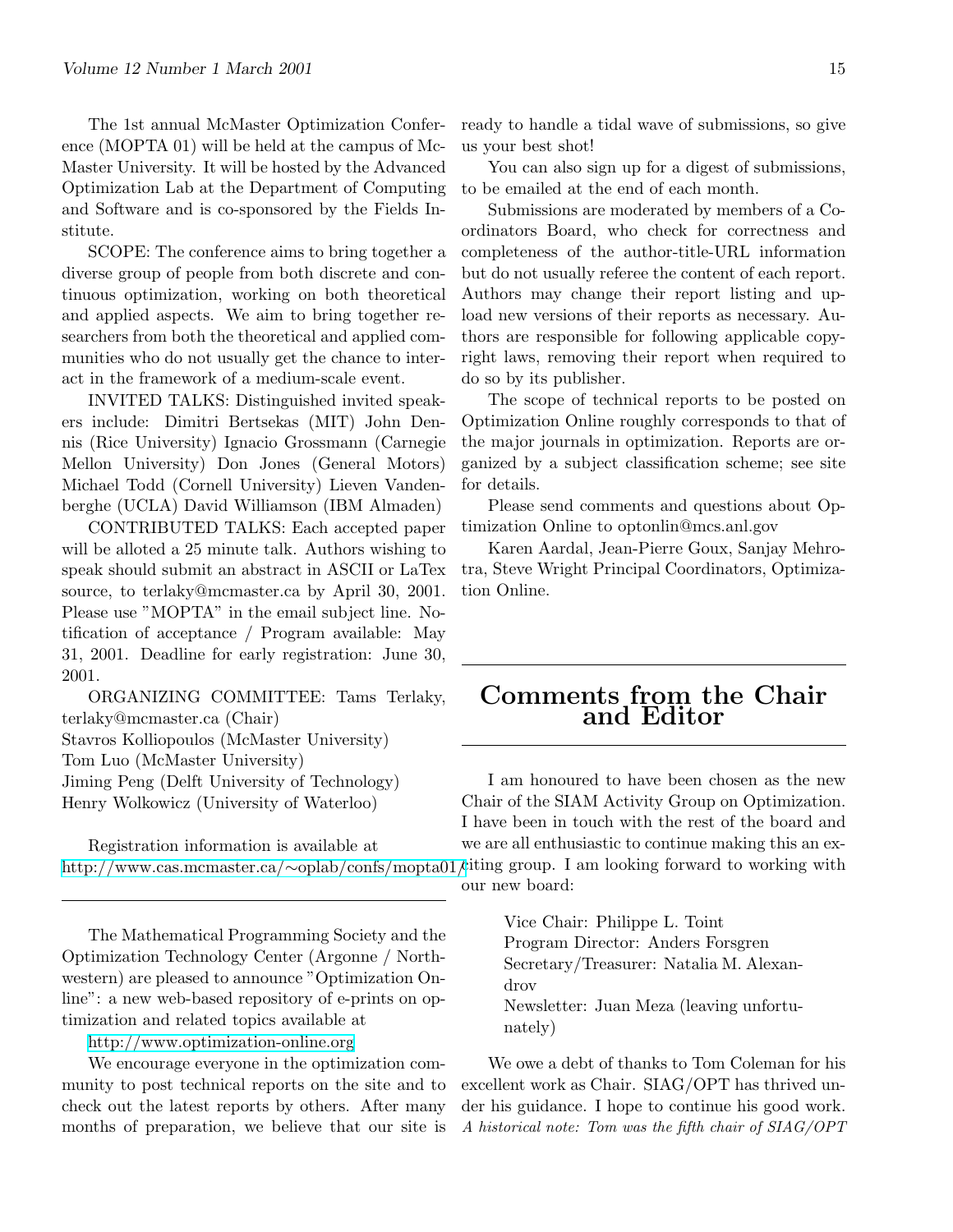The 1st annual McMaster Optimization Conference (MOPTA 01) will be held at the campus of McMaster University. It will be hosted by the Advanced Optimization Lab at the Department of Computing and Software and is co-sponsored by the Fields Institute.

SCOPE: The conference aims to bring together a diverse group of people from both discrete and continuous optimization, working on both theoretical and applied aspects. We aim to bring together researchers from both the theoretical and applied communities who do not usually get the chance to interact in the framework of a medium-scale event.

INVITED TALKS: Distinguished invited speakers include: Dimitri Bertsekas (MIT) John Dennis (Rice University) Ignacio Grossmann (Carnegie Mellon University) Don Jones (General Motors) Michael Todd (Cornell University) Lieven Vandenberghe (UCLA) David Williamson (IBM Almaden)

CONTRIBUTED TALKS: Each accepted paper will be alloted a 25 minute talk. Authors wishing to speak should submit an abstract in ASCII or LaTex source, to terlaky@mcmaster.ca by April 30, 2001. Please use "MOPTA" in the email subject line. Notification of acceptance / Program available: May 31, 2001. Deadline for early registration: June 30, 2001.

ORGANIZING COMMITTEE: Tams Terlaky, terlaky@mcmaster.ca (Chair)
Stavros Kolliopoulos (McMaster University)
Tom Luo (McMaster University)
Jiming Peng (Delft University of Technology)
Henry Wolkowicz (University of Waterloo)

Registration information is available at
http://www.cas.mcmaster.ca/∼oplab/confs/mopta01/

---

The Mathematical Programming Society and the Optimization Technology Center (Argonne / Northwestern) are pleased to announce "Optimization Online": a new web-based repository of e-prints on optimization and related topics available at

http://www.optimization-online.org

We encourage everyone in the optimization community to post technical reports on the site and to check out the latest reports by others. After many months of preparation, we believe that our site is ready to handle a tidal wave of submissions, so give us your best shot!

You can also sign up for a digest of submissions, to be emailed at the end of each month.

Submissions are moderated by members of a Coordinators Board, who check for correctness and completeness of the author-title-URL information but do not usually referee the content of each report. Authors may change their report listing and upload new versions of their reports as necessary. Authors are responsible for following applicable copyright laws, removing their report when required to do so by its publisher.

The scope of technical reports to be posted on Optimization Online roughly corresponds to that of the major journals in optimization. Reports are organized by a subject classification scheme; see site for details.

Please send comments and questions about Optimization Online to optonlin@mcs.anl.gov

Karen Aardal, Jean-Pierre Goux, Sanjay Mehrotra, Steve Wright Principal Coordinators, Optimization Online.

---

# Comments from the Chair and Editor

I am honoured to have been chosen as the new Chair of the SIAM Activity Group on Optimization. I have been in touch with the rest of the board and we are all enthusiastic to continue making this an exciting group. I am looking forward to working with our new board:

Vice Chair: Philippe L. Toint
Program Director: Anders Forsgren
Secretary/Treasurer: Natalia M. Alexandrov
Newsletter: Juan Meza (leaving unfortunately)

We owe a debt of thanks to Tom Coleman for his excellent work as Chair. SIAG/OPT has thrived under his guidance. I hope to continue his good work. *A historical note: Tom was the fifth chair of SIAG/OPT*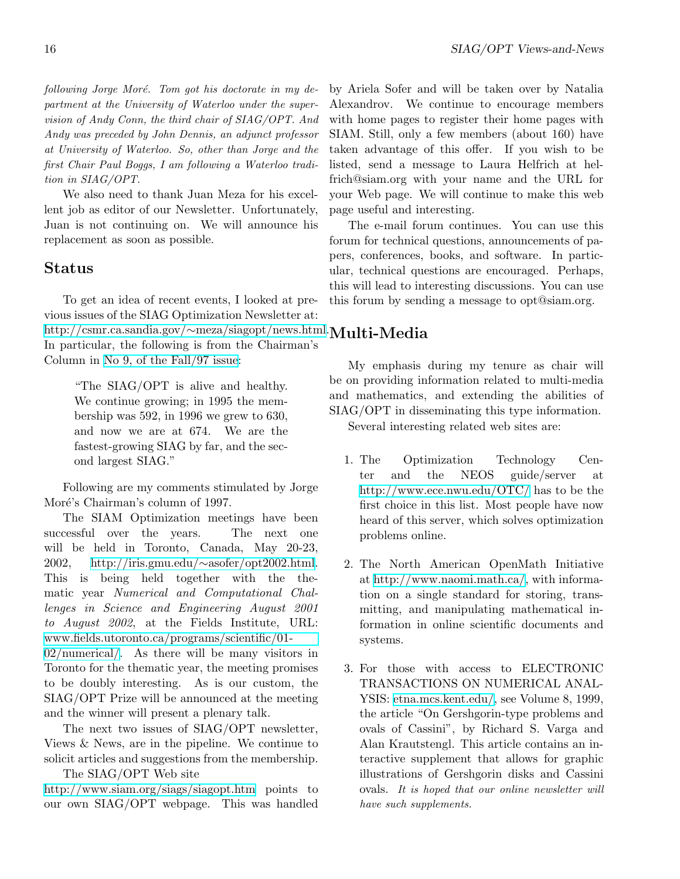*following Jorge Moré. Tom got his doctorate in my department at the University of Waterloo under the supervision of Andy Conn, the third chair of SIAG/OPT. And Andy was preceded by John Dennis, an adjunct professor at University of Waterloo. So, other than Jorge and the first Chair Paul Boggs, I am following a Waterloo tradition in SIAG/OPT.*

We also need to thank Juan Meza for his excellent job as editor of our Newsletter. Unfortunately, Juan is not continuing on. We will announce his replacement as soon as possible.

## Status

To get an idea of recent events, I looked at previous issues of the SIAG Optimization Newsletter at: http://csmr.ca.sandia.gov/∼meza/siagopt/news.html. In particular, the following is from the Chairman's Column in No 9, of the Fall/97 issue:

> "The SIAG/OPT is alive and healthy. We continue growing; in 1995 the membership was 592, in 1996 we grew to 630, and now we are at 674. We are the fastest-growing SIAG by far, and the second largest SIAG."

Following are my comments stimulated by Jorge Moré's Chairman's column of 1997.

The SIAM Optimization meetings have been successful over the years. The next one will be held in Toronto, Canada, May 20-23, 2002, http://iris.gmu.edu/∼asofer/opt2002.html. This is being held together with the thematic year *Numerical and Computational Challenges in Science and Engineering August 2001 to August 2002*, at the Fields Institute, URL: www.fields.utoronto.ca/programs/scientific/01-02/numerical/. As there will be many visitors in Toronto for the thematic year, the meeting promises to be doubly interesting. As is our custom, the SIAG/OPT Prize will be announced at the meeting and the winner will present a plenary talk.

The next two issues of SIAG/OPT newsletter, Views & News, are in the pipeline. We continue to solicit articles and suggestions from the membership.

The SIAG/OPT Web site http://www.siam.org/siags/siagopt.htm points to our own SIAG/OPT webpage. This was handled by Ariela Sofer and will be taken over by Natalia Alexandrov. We continue to encourage members with home pages to register their home pages with SIAM. Still, only a few members (about 160) have taken advantage of this offer. If you wish to be listed, send a message to Laura Helfrich at helfrich@siam.org with your name and the URL for your Web page. We will continue to make this web page useful and interesting.

The e-mail forum continues. You can use this forum for technical questions, announcements of papers, conferences, books, and software. In particular, technical questions are encouraged. Perhaps, this will lead to interesting discussions. You can use this forum by sending a message to opt@siam.org.

## Multi-Media

My emphasis during my tenure as chair will be on providing information related to multi-media and mathematics, and extending the abilities of SIAG/OPT in disseminating this type information.

Several interesting related web sites are:

1. The Optimization Technology Center and the NEOS guide/server at http://www.ece.nwu.edu/OTC/ has to be the first choice in this list. Most people have now heard of this server, which solves optimization problems online.

2. The North American OpenMath Initiative at http://www.naomi.math.ca/, with information on a single standard for storing, transmitting, and manipulating mathematical information in online scientific documents and systems.

3. For those with access to ELECTRONIC TRANSACTIONS ON NUMERICAL ANALYSIS: etna.mcs.kent.edu/, see Volume 8, 1999, the article "On Gershgorin-type problems and ovals of Cassini", by Richard S. Varga and Alan Krautstengl. This article contains an interactive supplement that allows for graphic illustrations of Gershgorin disks and Cassini ovals. *It is hoped that our online newsletter will have such supplements.*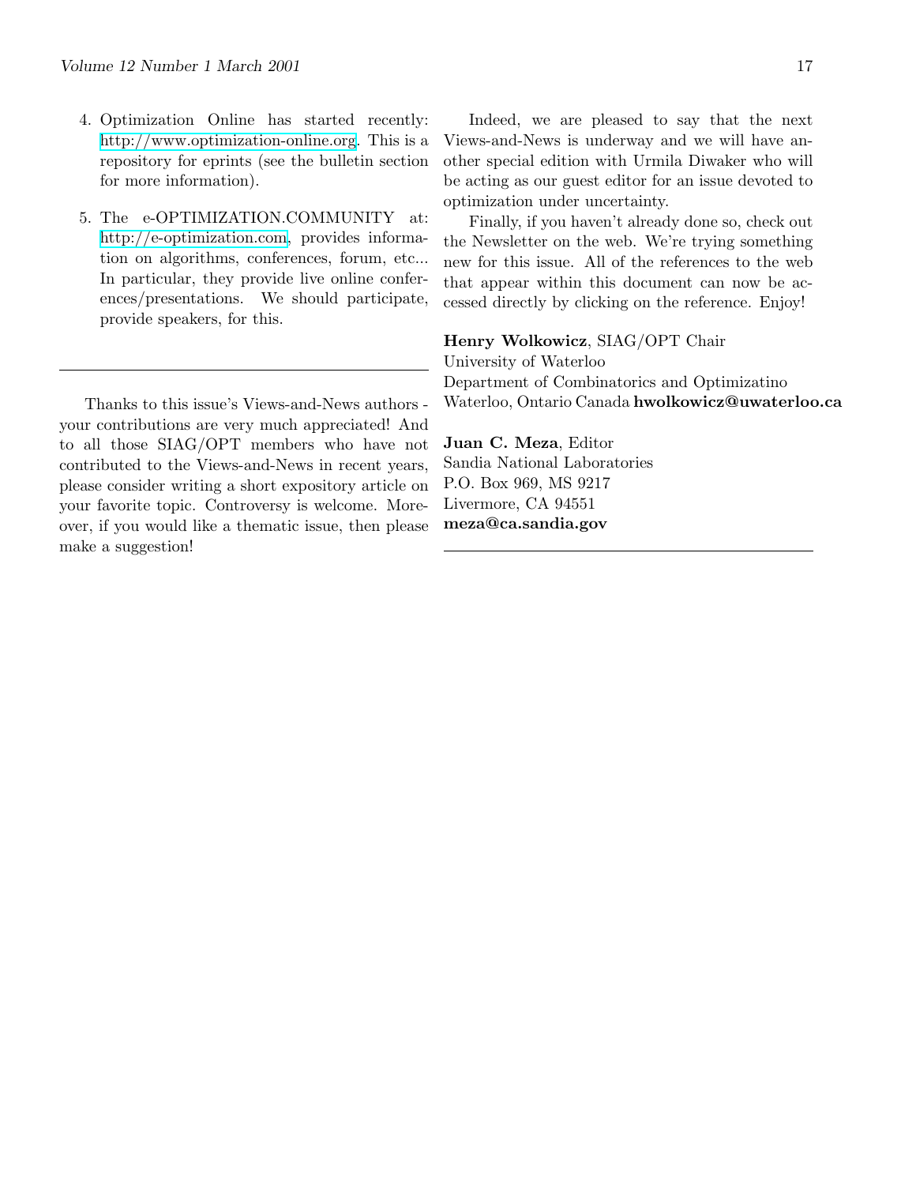4. Optimization Online has started recently: http://www.optimization-online.org. This is a repository for eprints (see the bulletin section for more information).

5. The e-OPTIMIZATION.COMMUNITY at: http://e-optimization.com, provides information on algorithms, conferences, forum, etc... In particular, they provide live online conferences/presentations. We should participate, provide speakers, for this.

---

Thanks to this issue's Views-and-News authors - your contributions are very much appreciated! And to all those SIAG/OPT members who have not contributed to the Views-and-News in recent years, please consider writing a short expository article on your favorite topic. Controversy is welcome. Moreover, if you would like a thematic issue, then please make a suggestion!

Indeed, we are pleased to say that the next Views-and-News is underway and we will have another special edition with Urmila Diwaker who will be acting as our guest editor for an issue devoted to optimization under uncertainty.

Finally, if you haven't already done so, check out the Newsletter on the web. We're trying something new for this issue. All of the references to the web that appear within this document can now be accessed directly by clicking on the reference. Enjoy!

**Henry Wolkowicz**, SIAG/OPT Chair
University of Waterloo
Department of Combinatorics and Optimizatino
Waterloo, Ontario Canada **hwolkowicz@uwaterloo.ca**

**Juan C. Meza**, Editor
Sandia National Laboratories
P.O. Box 969, MS 9217
Livermore, CA 94551
**meza@ca.sandia.gov**